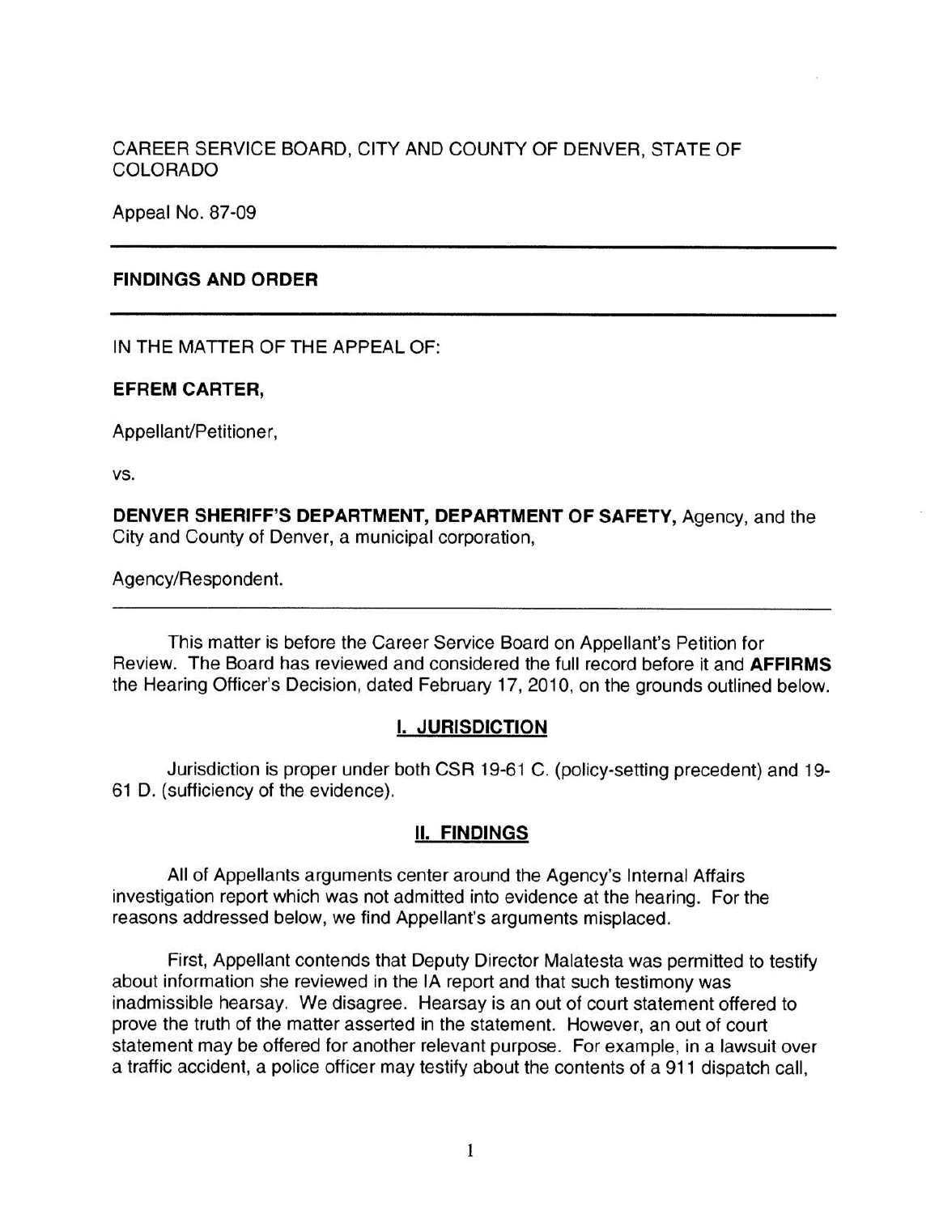CAREER SERVICE BOARD, CITY AND COUNTY OF DENVER, STATE OF COLORADO

Appeal No. 87-09

---

**FINDINGS AND ORDER**

---

IN THE MATTER OF THE APPEAL OF:

**EFREM CARTER,**

Appellant/Petitioner,

vs.

**DENVER SHERIFF'S DEPARTMENT, DEPARTMENT OF SAFETY,** Agency, and the City and County of Denver, a municipal corporation,

Agency/Respondent.

---

This matter is before the Career Service Board on Appellant's Petition for Review. The Board has reviewed and considered the full record before it and **AFFIRMS** the Hearing Officer's Decision, dated February 17, 2010, on the grounds outlined below.

## I. JURISDICTION

Jurisdiction is proper under both CSR 19-61 C. (policy-setting precedent) and 19-61 D. (sufficiency of the evidence).

## II. FINDINGS

All of Appellants arguments center around the Agency's Internal Affairs investigation report which was not admitted into evidence at the hearing. For the reasons addressed below, we find Appellant's arguments misplaced.

First, Appellant contends that Deputy Director Malatesta was permitted to testify about information she reviewed in the IA report and that such testimony was inadmissible hearsay. We disagree. Hearsay is an out of court statement offered to prove the truth of the matter asserted in the statement. However, an out of court statement may be offered for another relevant purpose. For example, in a lawsuit over a traffic accident, a police officer may testify about the contents of a 911 dispatch call,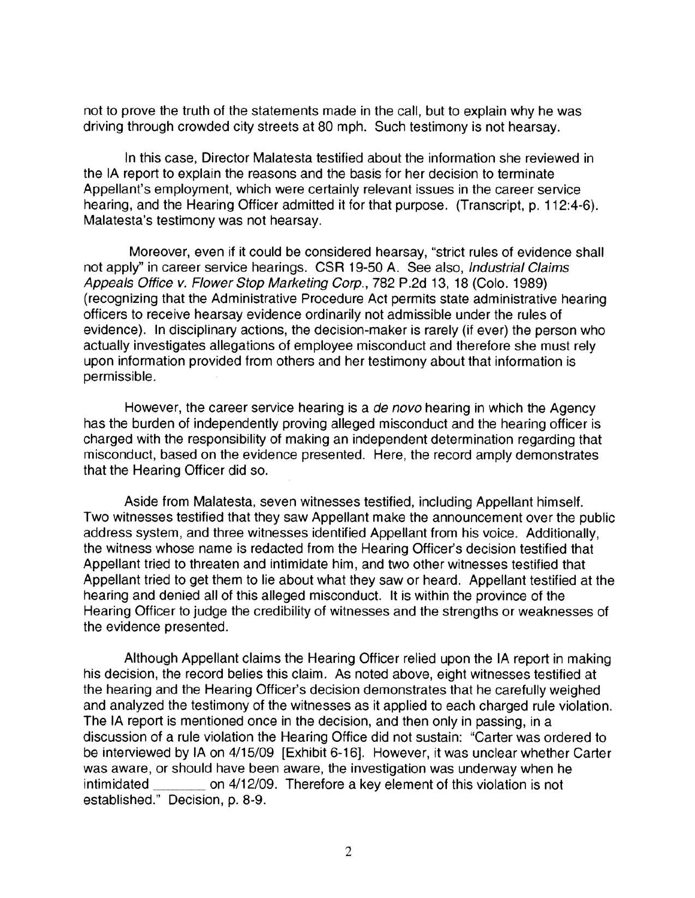not to prove the truth of the statements made in the call, but to explain why he was driving through crowded city streets at 80 mph. Such testimony is not hearsay.

In this case, Director Malatesta testified about the information she reviewed in the IA report to explain the reasons and the basis for her decision to terminate Appellant's employment, which were certainly relevant issues in the career service hearing, and the Hearing Officer admitted it for that purpose. (Transcript, p. 112:4-6). Malatesta's testimony was not hearsay.

Moreover, even if it could be considered hearsay, "strict rules of evidence shall not apply" in career service hearings. CSR 19-50 A. See also, *Industrial Claims Appeals Office v. Flower Stop Marketing Corp.*, 782 P.2d 13, 18 (Colo. 1989) (recognizing that the Administrative Procedure Act permits state administrative hearing officers to receive hearsay evidence ordinarily not admissible under the rules of evidence). In disciplinary actions, the decision-maker is rarely (if ever) the person who actually investigates allegations of employee misconduct and therefore she must rely upon information provided from others and her testimony about that information is permissible.

However, the career service hearing is a *de novo* hearing in which the Agency has the burden of independently proving alleged misconduct and the hearing officer is charged with the responsibility of making an independent determination regarding that misconduct, based on the evidence presented. Here, the record amply demonstrates that the Hearing Officer did so.

Aside from Malatesta, seven witnesses testified, including Appellant himself. Two witnesses testified that they saw Appellant make the announcement over the public address system, and three witnesses identified Appellant from his voice. Additionally, the witness whose name is redacted from the Hearing Officer's decision testified that Appellant tried to threaten and intimidate him, and two other witnesses testified that Appellant tried to get them to lie about what they saw or heard. Appellant testified at the hearing and denied all of this alleged misconduct. It is within the province of the Hearing Officer to judge the credibility of witnesses and the strengths or weaknesses of the evidence presented.

Although Appellant claims the Hearing Officer relied upon the IA report in making his decision, the record belies this claim. As noted above, eight witnesses testified at the hearing and the Hearing Officer's decision demonstrates that he carefully weighed and analyzed the testimony of the witnesses as it applied to each charged rule violation. The IA report is mentioned once in the decision, and then only in passing, in a discussion of a rule violation the Hearing Office did not sustain: "Carter was ordered to be interviewed by IA on 4/15/09 [Exhibit 6-16]. However, it was unclear whether Carter was aware, or should have been aware, the investigation was underway when he intimidated _______ on 4/12/09. Therefore a key element of this violation is not established." Decision, p. 8-9.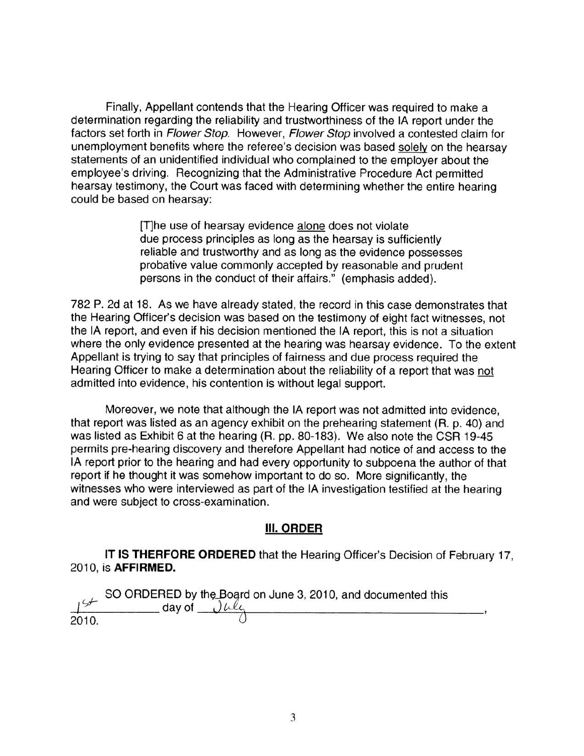Finally, Appellant contends that the Hearing Officer was required to make a determination regarding the reliability and trustworthiness of the IA report under the factors set forth in *Flower Stop*. However, *Flower Stop* involved a contested claim for unemployment benefits where the referee's decision was based solely on the hearsay statements of an unidentified individual who complained to the employer about the employee's driving. Recognizing that the Administrative Procedure Act permitted hearsay testimony, the Court was faced with determining whether the entire hearing could be based on hearsay:

> [T]he use of hearsay evidence alone does not violate due process principles as long as the hearsay is sufficiently reliable and trustworthy and as long as the evidence possesses probative value commonly accepted by reasonable and prudent persons in the conduct of their affairs." (emphasis added).

782 P. 2d at 18. As we have already stated, the record in this case demonstrates that the Hearing Officer's decision was based on the testimony of eight fact witnesses, not the IA report, and even if his decision mentioned the IA report, this is not a situation where the only evidence presented at the hearing was hearsay evidence. To the extent Appellant is trying to say that principles of fairness and due process required the Hearing Officer to make a determination about the reliability of a report that was not admitted into evidence, his contention is without legal support.

Moreover, we note that although the IA report was not admitted into evidence, that report was listed as an agency exhibit on the prehearing statement (R. p. 40) and was listed as Exhibit 6 at the hearing (R. pp. 80-183). We also note the CSR 19-45 permits pre-hearing discovery and therefore Appellant had notice of and access to the IA report prior to the hearing and had every opportunity to subpoena the author of that report if he thought it was somehow important to do so. More significantly, the witnesses who were interviewed as part of the IA investigation testified at the hearing and were subject to cross-examination.

## III. ORDER

**IT IS THERFORE ORDERED** that the Hearing Officer's Decision of February 17, 2010, is **AFFIRMED.**

SO ORDERED by the Board on June 3, 2010, and documented this 1st day of July, 2010.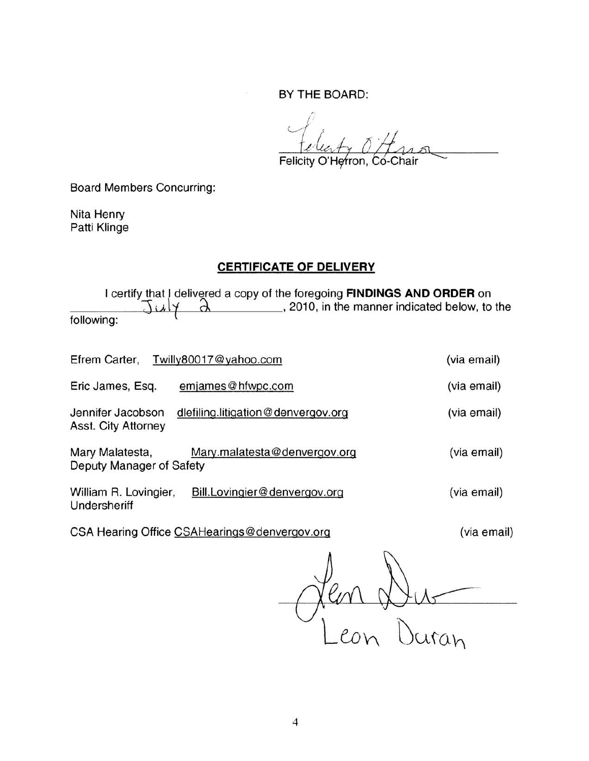BY THE BOARD:

Felicity O'Herron, Co-Chair

Board Members Concurring:

Nita Henry
Patti Klinge

## CERTIFICATE OF DELIVERY

I certify that I delivered a copy of the foregoing **FINDINGS AND ORDER** on July 2, 2010, in the manner indicated below, to the following:

Efrem Carter, Twilly80017@yahoo.com (via email)

Eric James, Esq. emjames@hfwpc.com (via email)

Jennifer Jacobson dlefiling.litigation@denvergov.org (via email)
Asst. City Attorney

Mary Malatesta, Mary.malatesta@denvergov.org (via email)
Deputy Manager of Safety

William R. Lovingier, Bill.Lovingier@denvergov.org (via email)
Undersheriff

CSA Hearing Office CSAHearings@denvergov.org (via email)

Leon Duran